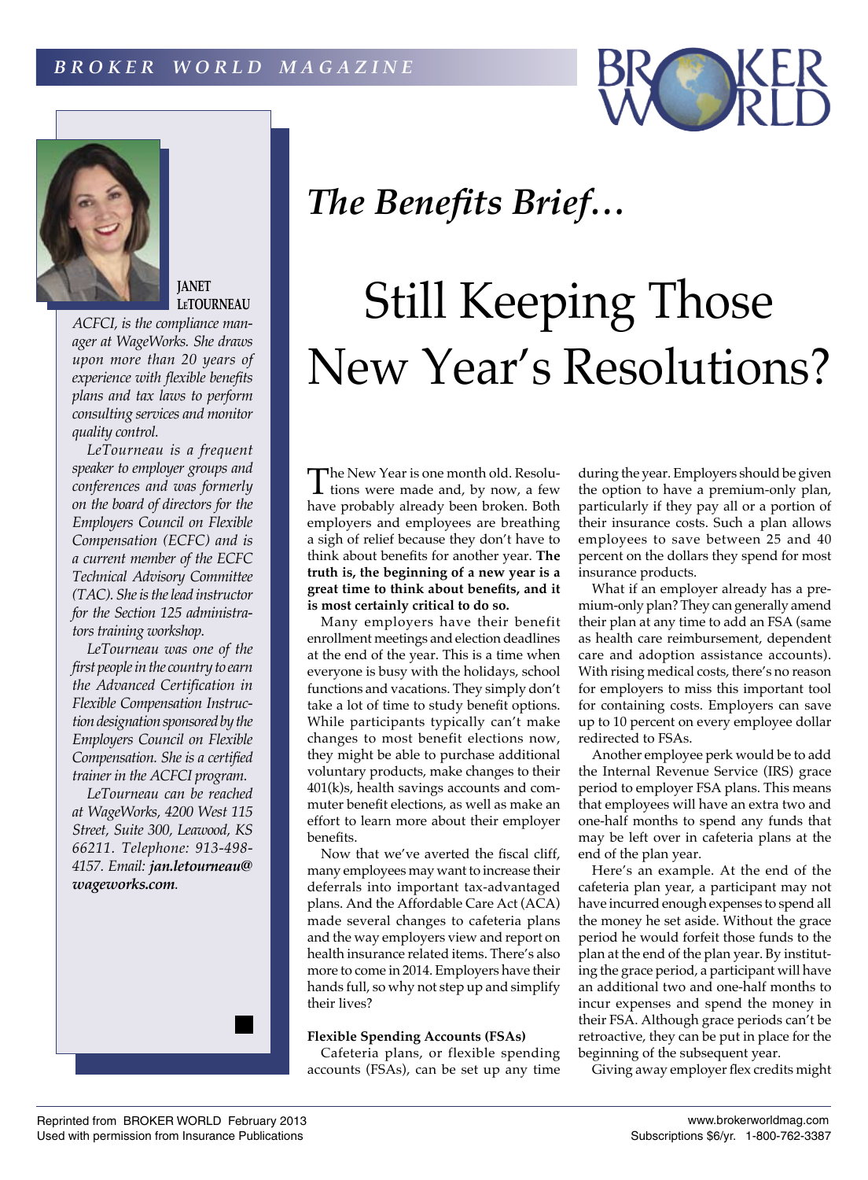*The Benefits Brief…*

# Still Keeping Those New Year's Resolutions?

**JANET LETOURNEAU**

*ACFCI, is the compliance manager at WageWorks. She draws upon more than 20 years of experience with flexible benefits plans and tax laws to perform consulting services and monitor quality control.*

*LeTourneau is a frequent speaker to employer groups and conferences and was formerly on the board of directors for the Employers Council on Flexible Compensation (ECFC) and is a current member of the ECFC Technical Advisory Committee (TAC). She is the lead instructor for the Section 125 administrators training workshop.*

*LeTourneau was one of the first people in the country to earn the Advanced Certification in Flexible Compensation Instruction designation sponsored by the Employers Council on Flexible Compensation. She is a certified trainer in the ACFCI program.*

*LeTourneau can be reached at WageWorks, 4200 West 115 Street, Suite 300, Leawood, KS 66211. Telephone: 913-498-4157. Email:* ***jan.letourneau@wageworks.com****.*

The New Year is one month old. Resolutions were made and, by now, a few have probably already been broken. Both employers and employees are breathing a sigh of relief because they don't have to think about benefits for another year. **The truth is, the beginning of a new year is a great time to think about benefits, and it is most certainly critical to do so.**

Many employers have their benefit enrollment meetings and election deadlines at the end of the year. This is a time when everyone is busy with the holidays, school functions and vacations. They simply don't take a lot of time to study benefit options. While participants typically can't make changes to most benefit elections now, they might be able to purchase additional voluntary products, make changes to their 401(k)s, health savings accounts and commuter benefit elections, as well as make an effort to learn more about their employer benefits.

Now that we've averted the fiscal cliff, many employees may want to increase their deferrals into important tax-advantaged plans. And the Affordable Care Act (ACA) made several changes to cafeteria plans and the way employers view and report on health insurance related items. There's also more to come in 2014. Employers have their hands full, so why not step up and simplify their lives?

**Flexible Spending Accounts (FSAs)**

Cafeteria plans, or flexible spending accounts (FSAs), can be set up any time during the year. Employers should be given the option to have a premium-only plan, particularly if they pay all or a portion of their insurance costs. Such a plan allows employees to save between 25 and 40 percent on the dollars they spend for most insurance products.

What if an employer already has a premium-only plan? They can generally amend their plan at any time to add an FSA (same as health care reimbursement, dependent care and adoption assistance accounts). With rising medical costs, there's no reason for employers to miss this important tool for containing costs. Employers can save up to 10 percent on every employee dollar redirected to FSAs.

Another employee perk would be to add the Internal Revenue Service (IRS) grace period to employer FSA plans. This means that employees will have an extra two and one-half months to spend any funds that may be left over in cafeteria plans at the end of the plan year.

Here's an example. At the end of the cafeteria plan year, a participant may not have incurred enough expenses to spend all the money he set aside. Without the grace period he would forfeit those funds to the plan at the end of the plan year. By instituting the grace period, a participant will have an additional two and one-half months to incur expenses and spend the money in their FSA. Although grace periods can't be retroactive, they can be put in place for the beginning of the subsequent year.

Giving away employer flex credits might

Reprinted from BROKER WORLD February 2013
Used with permission from Insurance Publications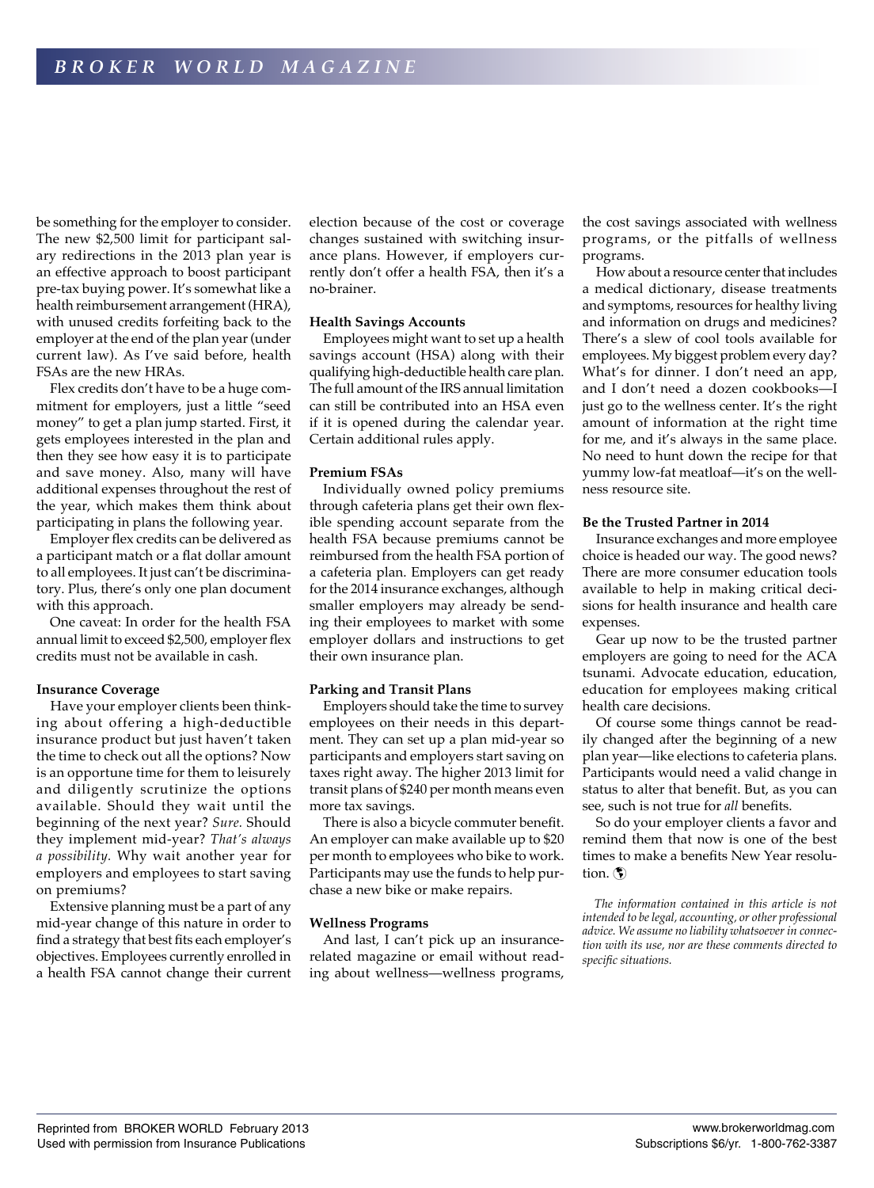be something for the employer to consider. The new $2,500 limit for participant salary redirections in the 2013 plan year is an effective approach to boost participant pre-tax buying power. It's somewhat like a health reimbursement arrangement (HRA), with unused credits forfeiting back to the employer at the end of the plan year (under current law). As I've said before, health FSAs are the new HRAs.

Flex credits don't have to be a huge commitment for employers, just a little "seed money" to get a plan jump started. First, it gets employees interested in the plan and then they see how easy it is to participate and save money. Also, many will have additional expenses throughout the rest of the year, which makes them think about participating in plans the following year.

Employer flex credits can be delivered as a participant match or a flat dollar amount to all employees. It just can't be discriminatory. Plus, there's only one plan document with this approach.

One caveat: In order for the health FSA annual limit to exceed $2,500, employer flex credits must not be available in cash.

**Insurance Coverage**

Have your employer clients been thinking about offering a high-deductible insurance product but just haven't taken the time to check out all the options? Now is an opportune time for them to leisurely and diligently scrutinize the options available. Should they wait until the beginning of the next year? *Sure.* Should they implement mid-year? *That's always a possibility.* Why wait another year for employers and employees to start saving on premiums?

Extensive planning must be a part of any mid-year change of this nature in order to find a strategy that best fits each employer's objectives. Employees currently enrolled in a health FSA cannot change their current election because of the cost or coverage changes sustained with switching insurance plans. However, if employers currently don't offer a health FSA, then it's a no-brainer.

**Health Savings Accounts**

Employees might want to set up a health savings account (HSA) along with their qualifying high-deductible health care plan. The full amount of the IRS annual limitation can still be contributed into an HSA even if it is opened during the calendar year. Certain additional rules apply.

**Premium FSAs**

Individually owned policy premiums through cafeteria plans get their own flexible spending account separate from the health FSA because premiums cannot be reimbursed from the health FSA portion of a cafeteria plan. Employers can get ready for the 2014 insurance exchanges, although smaller employers may already be sending their employees to market with some employer dollars and instructions to get their own insurance plan.

**Parking and Transit Plans**

Employers should take the time to survey employees on their needs in this department. They can set up a plan mid-year so participants and employers start saving on taxes right away. The higher 2013 limit for transit plans of $240 per month means even more tax savings.

There is also a bicycle commuter benefit. An employer can make available up to $20 per month to employees who bike to work. Participants may use the funds to help purchase a new bike or make repairs.

**Wellness Programs**

And last, I can't pick up an insurance-related magazine or email without reading about wellness—wellness programs, the cost savings associated with wellness programs, or the pitfalls of wellness programs.

How about a resource center that includes a medical dictionary, disease treatments and symptoms, resources for healthy living and information on drugs and medicines? There's a slew of cool tools available for employees. My biggest problem every day? What's for dinner. I don't need an app, and I don't need a dozen cookbooks—I just go to the wellness center. It's the right amount of information at the right time for me, and it's always in the same place. No need to hunt down the recipe for that yummy low-fat meatloaf—it's on the wellness resource site.

**Be the Trusted Partner in 2014**

Insurance exchanges and more employee choice is headed our way. The good news? There are more consumer education tools available to help in making critical decisions for health insurance and health care expenses.

Gear up now to be the trusted partner employers are going to need for the ACA tsunami. Advocate education, education, education for employees making critical health care decisions.

Of course some things cannot be readily changed after the beginning of a new plan year—like elections to cafeteria plans. Participants would need a valid change in status to alter that benefit. But, as you can see, such is not true for *all* benefits.

So do your employer clients a favor and remind them that now is one of the best times to make a benefits New Year resolution.

*The information contained in this article is not intended to be legal, accounting, or other professional advice. We assume no liability whatsoever in connection with its use, nor are these comments directed to specific situations.*

Reprinted from BROKER WORLD February 2013
Used with permission from Insurance Publications

www.brokerworldmag.com
Subscriptions $6/yr. 1-800-762-3387